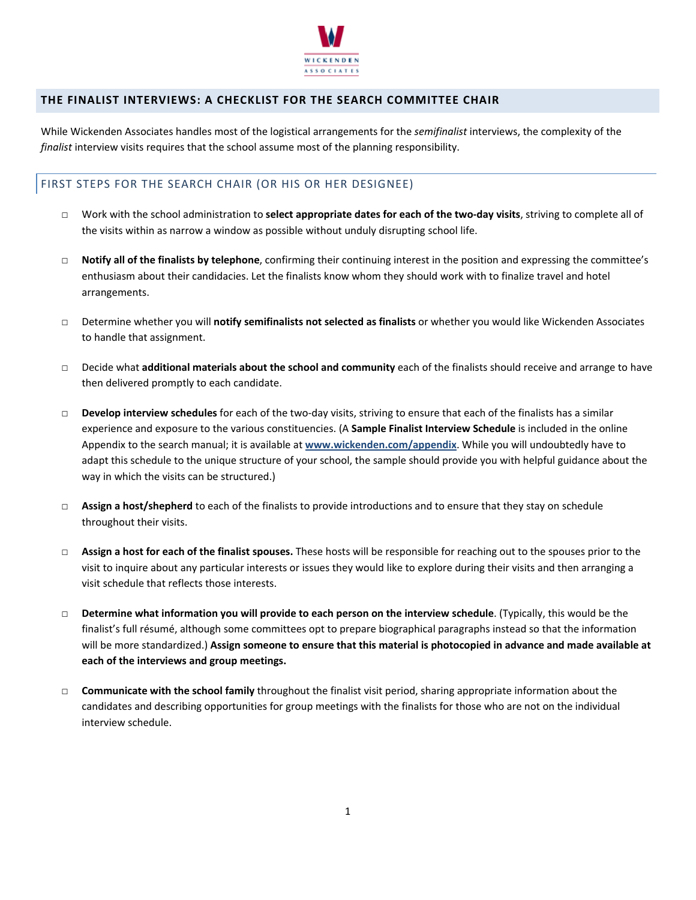# THE FINALIST INTERVIEWS: A CHECKLIST FOR THE SEARCH COMMITTEE CHAIR

While Wickenden Associates handles most of the logistical arrangements for the *semifinalist* interviews, the complexity of the *finalist* interview visits requires that the school assume most of the planning responsibility.

## FIRST STEPS FOR THE SEARCH CHAIR (OR HIS OR HER DESIGNEE)

- □ Work with the school administration to **select appropriate dates for each of the two-day visits**, striving to complete all of the visits within as narrow a window as possible without unduly disrupting school life.

- □ **Notify all of the finalists by telephone**, confirming their continuing interest in the position and expressing the committee's enthusiasm about their candidacies. Let the finalists know whom they should work with to finalize travel and hotel arrangements.

- □ Determine whether you will **notify semifinalists not selected as finalists** or whether you would like Wickenden Associates to handle that assignment.

- □ Decide what **additional materials about the school and community** each of the finalists should receive and arrange to have then delivered promptly to each candidate.

- □ **Develop interview schedules** for each of the two-day visits, striving to ensure that each of the finalists has a similar experience and exposure to the various constituencies. (A **Sample Finalist Interview Schedule** is included in the online Appendix to the search manual; it is available at **[www.wickenden.com/appendix](www.wickenden.com/appendix)**. While you will undoubtedly have to adapt this schedule to the unique structure of your school, the sample should provide you with helpful guidance about the way in which the visits can be structured.)

- □ **Assign a host/shepherd** to each of the finalists to provide introductions and to ensure that they stay on schedule throughout their visits.

- □ **Assign a host for each of the finalist spouses.** These hosts will be responsible for reaching out to the spouses prior to the visit to inquire about any particular interests or issues they would like to explore during their visits and then arranging a visit schedule that reflects those interests.

- □ **Determine what information you will provide to each person on the interview schedule**. (Typically, this would be the finalist's full résumé, although some committees opt to prepare biographical paragraphs instead so that the information will be more standardized.) **Assign someone to ensure that this material is photocopied in advance and made available at each of the interviews and group meetings.**

- □ **Communicate with the school family** throughout the finalist visit period, sharing appropriate information about the candidates and describing opportunities for group meetings with the finalists for those who are not on the individual interview schedule.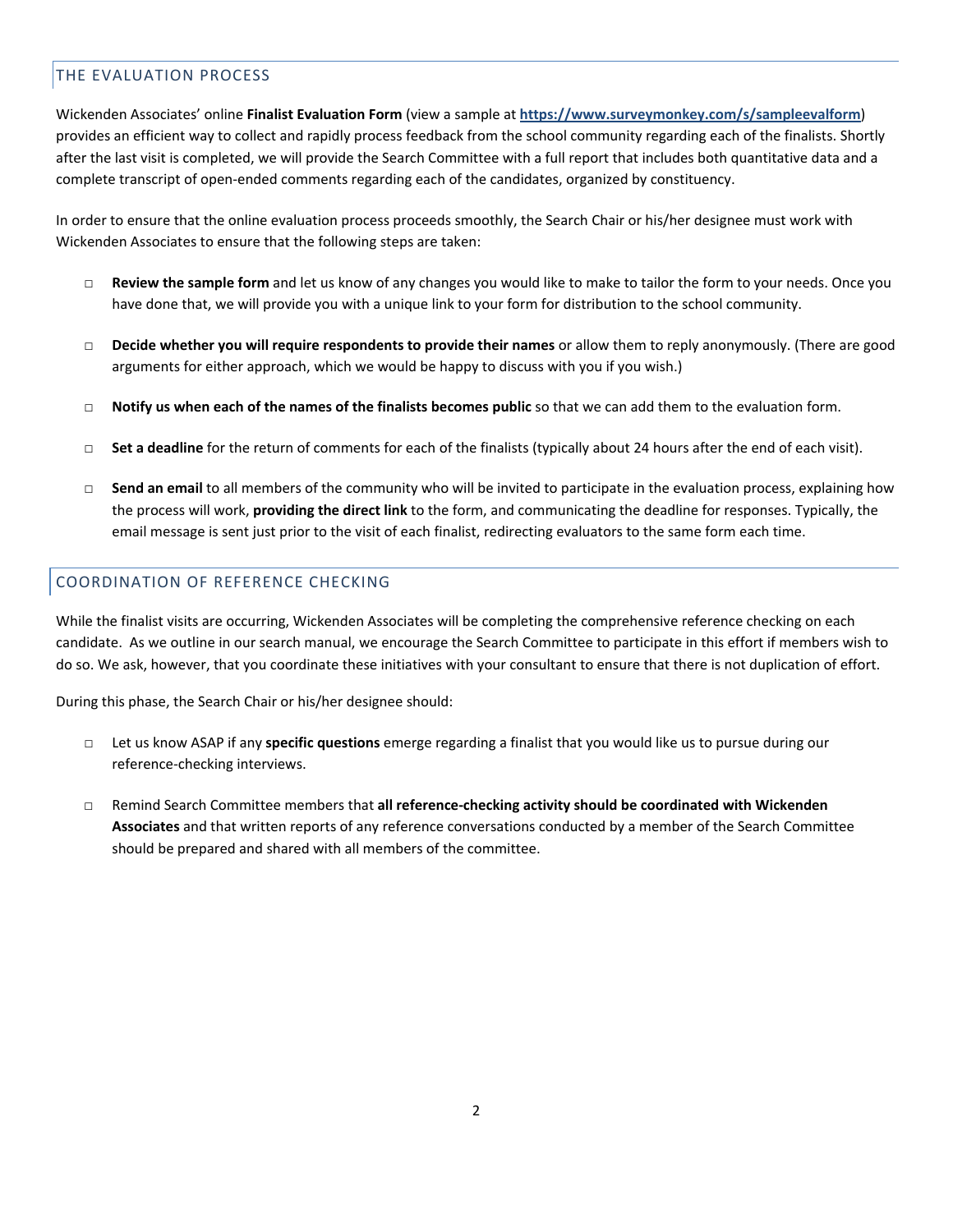## THE EVALUATION PROCESS

Wickenden Associates' online **Finalist Evaluation Form** (view a sample at **https://www.surveymonkey.com/s/sampleevalform**) provides an efficient way to collect and rapidly process feedback from the school community regarding each of the finalists. Shortly after the last visit is completed, we will provide the Search Committee with a full report that includes both quantitative data and a complete transcript of open-ended comments regarding each of the candidates, organized by constituency.

In order to ensure that the online evaluation process proceeds smoothly, the Search Chair or his/her designee must work with Wickenden Associates to ensure that the following steps are taken:

- □ **Review the sample form** and let us know of any changes you would like to make to tailor the form to your needs. Once you have done that, we will provide you with a unique link to your form for distribution to the school community.
- □ **Decide whether you will require respondents to provide their names** or allow them to reply anonymously. (There are good arguments for either approach, which we would be happy to discuss with you if you wish.)
- □ **Notify us when each of the names of the finalists becomes public** so that we can add them to the evaluation form.
- □ **Set a deadline** for the return of comments for each of the finalists (typically about 24 hours after the end of each visit).
- □ **Send an email** to all members of the community who will be invited to participate in the evaluation process, explaining how the process will work, **providing the direct link** to the form, and communicating the deadline for responses. Typically, the email message is sent just prior to the visit of each finalist, redirecting evaluators to the same form each time.

## COORDINATION OF REFERENCE CHECKING

While the finalist visits are occurring, Wickenden Associates will be completing the comprehensive reference checking on each candidate. As we outline in our search manual, we encourage the Search Committee to participate in this effort if members wish to do so. We ask, however, that you coordinate these initiatives with your consultant to ensure that there is not duplication of effort.

During this phase, the Search Chair or his/her designee should:

- □ Let us know ASAP if any **specific questions** emerge regarding a finalist that you would like us to pursue during our reference-checking interviews.
- □ Remind Search Committee members that **all reference-checking activity should be coordinated with Wickenden Associates** and that written reports of any reference conversations conducted by a member of the Search Committee should be prepared and shared with all members of the committee.